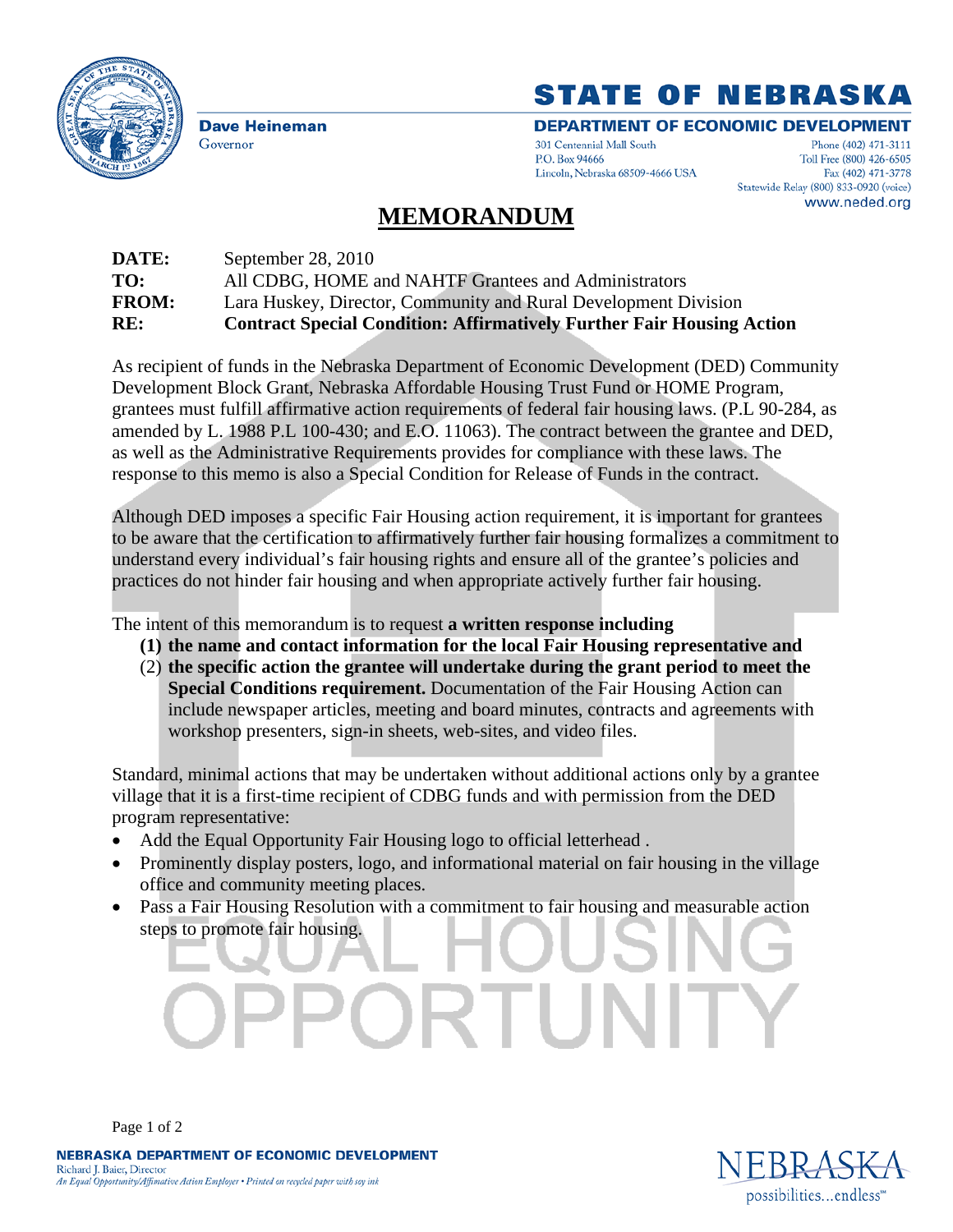**STATE OF NEBRASKA**

**Dave Heineman**
Governor

**DEPARTMENT OF ECONOMIC DEVELOPMENT**

301 Centennial Mall South
P.O. Box 94666
Lincoln, Nebraska 68509-4666 USA

Phone (402) 471-3111
Toll Free (800) 426-6505
Fax (402) 471-3778
Statewide Relay (800) 833-0920 (voice)
www.neded.org

# MEMORANDUM

**DATE:** September 28, 2010
**TO:** All CDBG, HOME and NAHTF Grantees and Administrators
**FROM:** Lara Huskey, Director, Community and Rural Development Division
**RE:** **Contract Special Condition: Affirmatively Further Fair Housing Action**

As recipient of funds in the Nebraska Department of Economic Development (DED) Community Development Block Grant, Nebraska Affordable Housing Trust Fund or HOME Program, grantees must fulfill affirmative action requirements of federal fair housing laws. (P.L 90-284, as amended by L. 1988 P.L 100-430; and E.O. 11063). The contract between the grantee and DED, as well as the Administrative Requirements provides for compliance with these laws. The response to this memo is also a Special Condition for Release of Funds in the contract.

Although DED imposes a specific Fair Housing action requirement, it is important for grantees to be aware that the certification to affirmatively further fair housing formalizes a commitment to understand every individual's fair housing rights and ensure all of the grantee's policies and practices do not hinder fair housing and when appropriate actively further fair housing.

The intent of this memorandum is to request **a written response including**

1. **the name and contact information for the local Fair Housing representative and**
2. **the specific action the grantee will undertake during the grant period to meet the Special Conditions requirement.** Documentation of the Fair Housing Action can include newspaper articles, meeting and board minutes, contracts and agreements with workshop presenters, sign-in sheets, web-sites, and video files.

Standard, minimal actions that may be undertaken without additional actions only by a grantee village that it is a first-time recipient of CDBG funds and with permission from the DED program representative:

- Add the Equal Opportunity Fair Housing logo to official letterhead .
- Prominently display posters, logo, and informational material on fair housing in the village office and community meeting places.
- Pass a Fair Housing Resolution with a commitment to fair housing and measurable action steps to promote fair housing.

**NEBRASKA DEPARTMENT OF ECONOMIC DEVELOPMENT**
Richard J. Baier, Director
*An Equal Opportunity/Affirmative Action Employer • Printed on recycled paper with soy ink*

NEBRASKA
possibilities...endless℠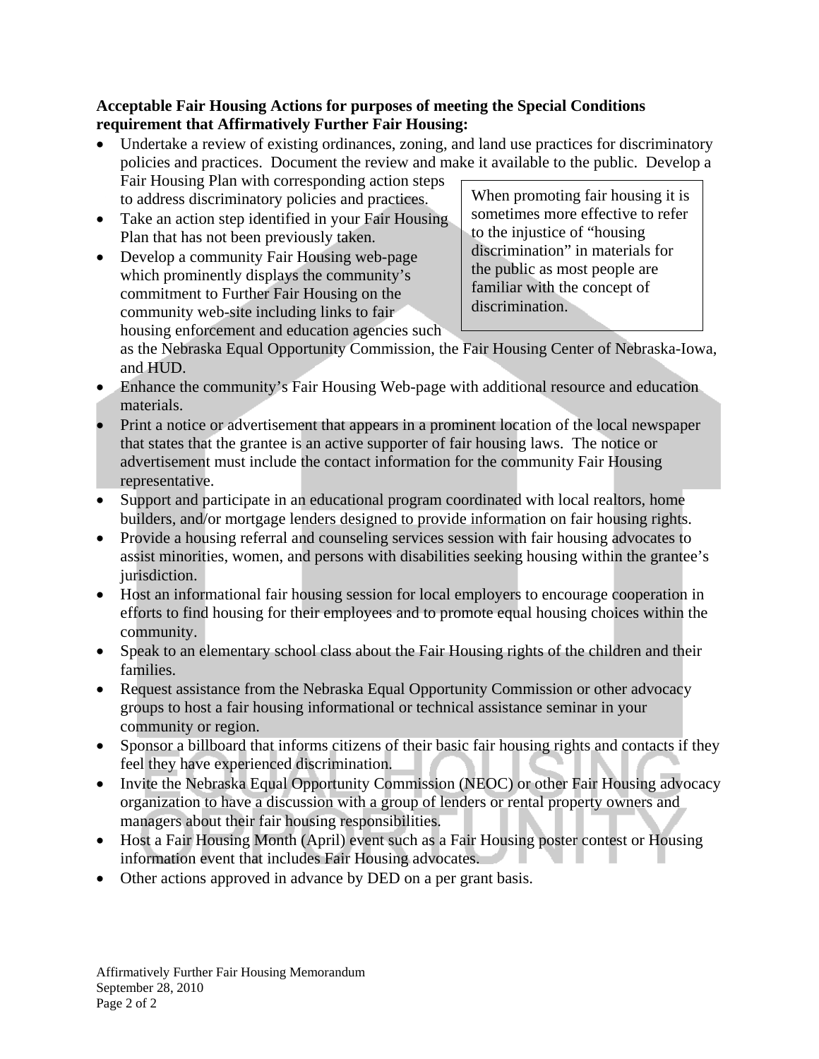**Acceptable Fair Housing Actions for purposes of meeting the Special Conditions requirement that Affirmatively Further Fair Housing:**

- Undertake a review of existing ordinances, zoning, and land use practices for discriminatory policies and practices. Document the review and make it available to the public. Develop a Fair Housing Plan with corresponding action steps to address discriminatory policies and practices.
- Take an action step identified in your Fair Housing Plan that has not been previously taken.
- Develop a community Fair Housing web-page which prominently displays the community's commitment to Further Fair Housing on the community web-site including links to fair housing enforcement and education agencies such as the Nebraska Equal Opportunity Commission, the Fair Housing Center of Nebraska-Iowa, and HUD.
- Enhance the community's Fair Housing Web-page with additional resource and education materials.
- Print a notice or advertisement that appears in a prominent location of the local newspaper that states that the grantee is an active supporter of fair housing laws. The notice or advertisement must include the contact information for the community Fair Housing representative.
- Support and participate in an educational program coordinated with local realtors, home builders, and/or mortgage lenders designed to provide information on fair housing rights.
- Provide a housing referral and counseling services session with fair housing advocates to assist minorities, women, and persons with disabilities seeking housing within the grantee's jurisdiction.
- Host an informational fair housing session for local employers to encourage cooperation in efforts to find housing for their employees and to promote equal housing choices within the community.
- Speak to an elementary school class about the Fair Housing rights of the children and their families.
- Request assistance from the Nebraska Equal Opportunity Commission or other advocacy groups to host a fair housing informational or technical assistance seminar in your community or region.
- Sponsor a billboard that informs citizens of their basic fair housing rights and contacts if they feel they have experienced discrimination.
- Invite the Nebraska Equal Opportunity Commission (NEOC) or other Fair Housing advocacy organization to have a discussion with a group of lenders or rental property owners and managers about their fair housing responsibilities.
- Host a Fair Housing Month (April) event such as a Fair Housing poster contest or Housing information event that includes Fair Housing advocates.
- Other actions approved in advance by DED on a per grant basis.

When promoting fair housing it is sometimes more effective to refer to the injustice of "housing discrimination" in materials for the public as most people are familiar with the concept of discrimination.